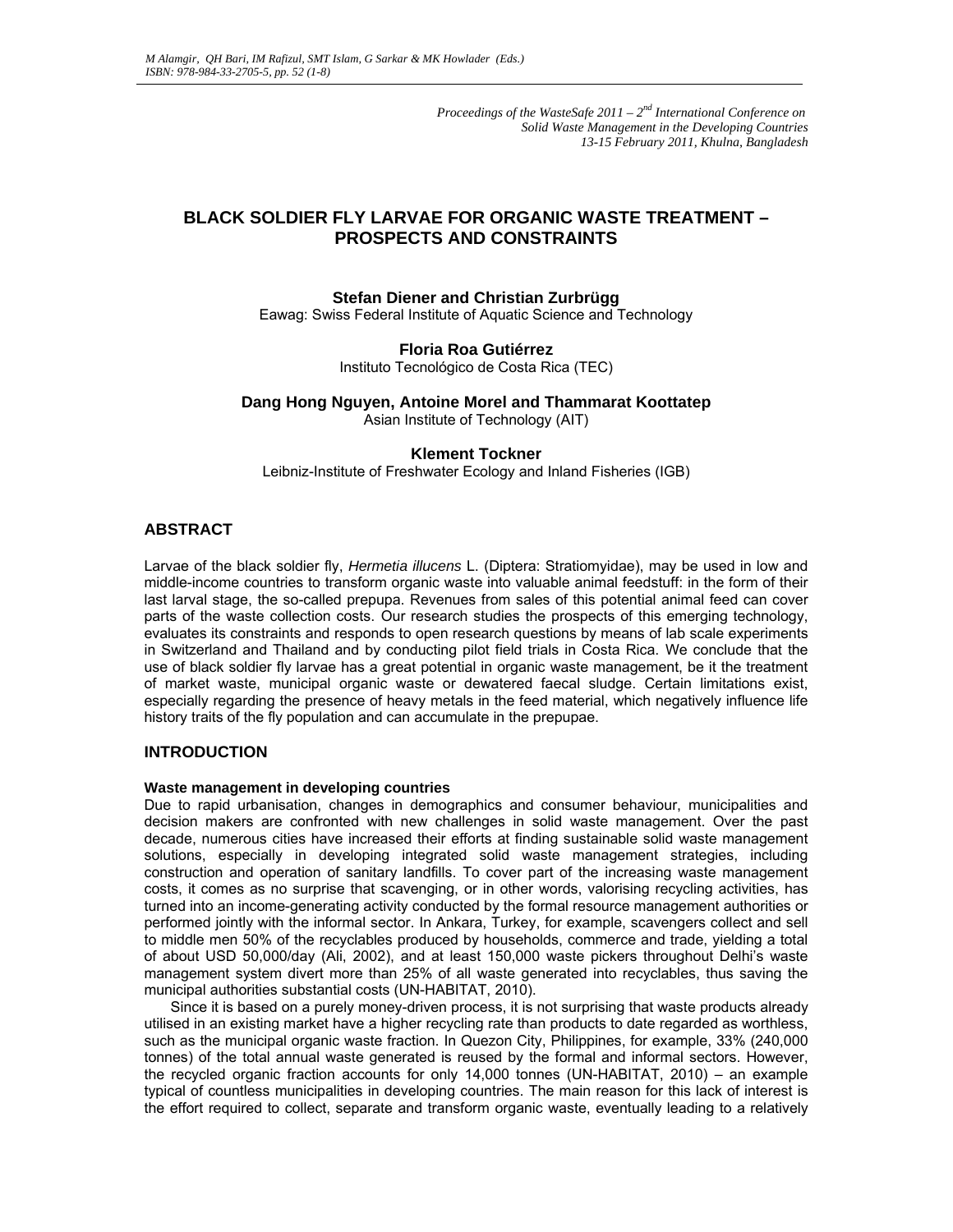# BLACK SOLDIER FLY LARVAE FOR ORGANIC WASTE TREATMENT – PROSPECTS AND CONSTRAINTS

**Stefan Diener and Christian Zurbrügg**
Eawag: Swiss Federal Institute of Aquatic Science and Technology

**Floria Roa Gutiérrez**
Instituto Tecnológico de Costa Rica (TEC)

**Dang Hong Nguyen, Antoine Morel and Thammarat Koottatep**
Asian Institute of Technology (AIT)

**Klement Tockner**
Leibniz-Institute of Freshwater Ecology and Inland Fisheries (IGB)

## ABSTRACT

Larvae of the black soldier fly, *Hermetia illucens* L. (Diptera: Stratiomyidae), may be used in low and middle-income countries to transform organic waste into valuable animal feedstuff: in the form of their last larval stage, the so-called prepupa. Revenues from sales of this potential animal feed can cover parts of the waste collection costs. Our research studies the prospects of this emerging technology, evaluates its constraints and responds to open research questions by means of lab scale experiments in Switzerland and Thailand and by conducting pilot field trials in Costa Rica. We conclude that the use of black soldier fly larvae has a great potential in organic waste management, be it the treatment of market waste, municipal organic waste or dewatered faecal sludge. Certain limitations exist, especially regarding the presence of heavy metals in the feed material, which negatively influence life history traits of the fly population and can accumulate in the prepupae.

## INTRODUCTION

### Waste management in developing countries

Due to rapid urbanisation, changes in demographics and consumer behaviour, municipalities and decision makers are confronted with new challenges in solid waste management. Over the past decade, numerous cities have increased their efforts at finding sustainable solid waste management solutions, especially in developing integrated solid waste management strategies, including construction and operation of sanitary landfills. To cover part of the increasing waste management costs, it comes as no surprise that scavenging, or in other words, valorising recycling activities, has turned into an income-generating activity conducted by the formal resource management authorities or performed jointly with the informal sector. In Ankara, Turkey, for example, scavengers collect and sell to middle men 50% of the recyclables produced by households, commerce and trade, yielding a total of about USD 50,000/day (Ali, 2002), and at least 150,000 waste pickers throughout Delhi's waste management system divert more than 25% of all waste generated into recyclables, thus saving the municipal authorities substantial costs (UN-HABITAT, 2010).

Since it is based on a purely money-driven process, it is not surprising that waste products already utilised in an existing market have a higher recycling rate than products to date regarded as worthless, such as the municipal organic waste fraction. In Quezon City, Philippines, for example, 33% (240,000 tonnes) of the total annual waste generated is reused by the formal and informal sectors. However, the recycled organic fraction accounts for only 14,000 tonnes (UN-HABITAT, 2010) – an example typical of countless municipalities in developing countries. The main reason for this lack of interest is the effort required to collect, separate and transform organic waste, eventually leading to a relatively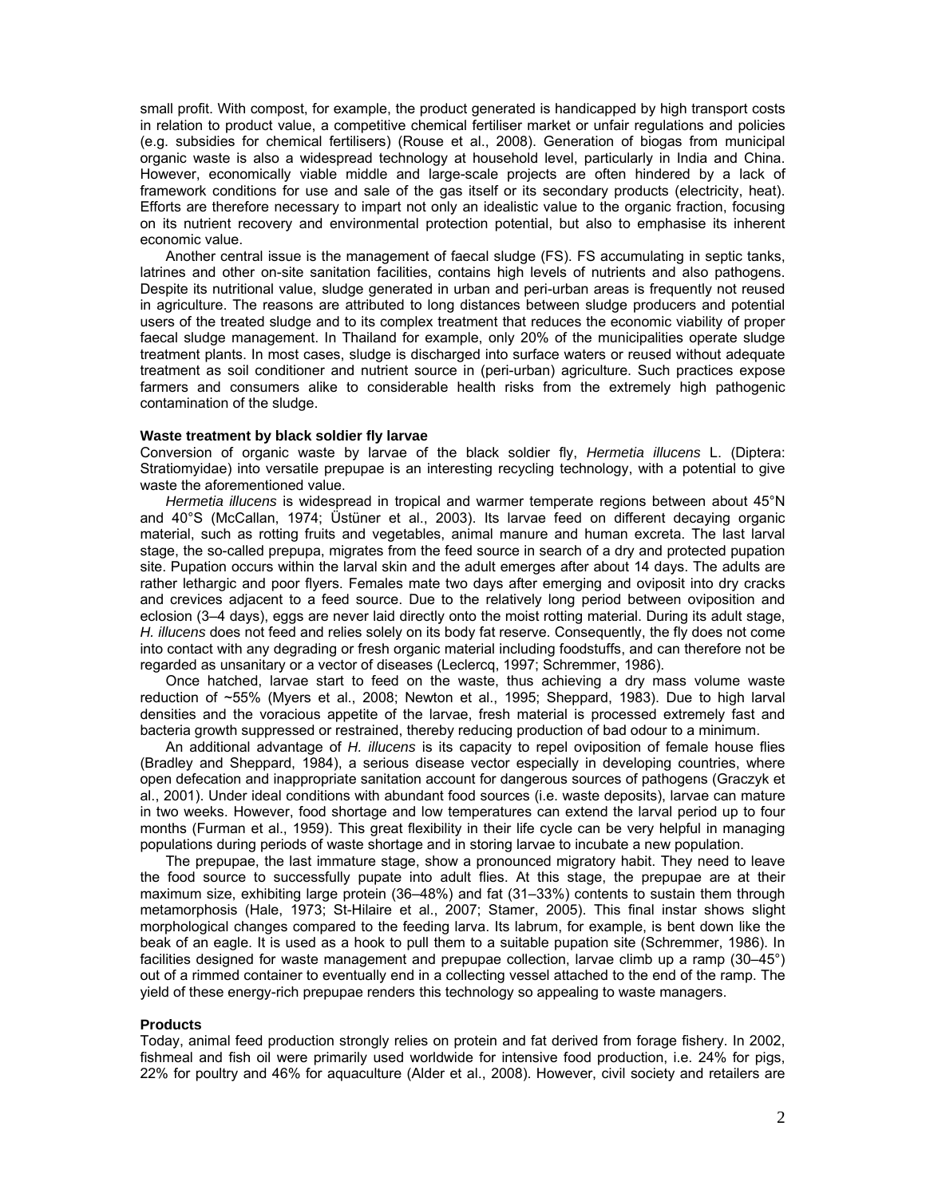small profit. With compost, for example, the product generated is handicapped by high transport costs in relation to product value, a competitive chemical fertiliser market or unfair regulations and policies (e.g. subsidies for chemical fertilisers) (Rouse et al., 2008). Generation of biogas from municipal organic waste is also a widespread technology at household level, particularly in India and China. However, economically viable middle and large-scale projects are often hindered by a lack of framework conditions for use and sale of the gas itself or its secondary products (electricity, heat). Efforts are therefore necessary to impart not only an idealistic value to the organic fraction, focusing on its nutrient recovery and environmental protection potential, but also to emphasise its inherent economic value.

Another central issue is the management of faecal sludge (FS). FS accumulating in septic tanks, latrines and other on-site sanitation facilities, contains high levels of nutrients and also pathogens. Despite its nutritional value, sludge generated in urban and peri-urban areas is frequently not reused in agriculture. The reasons are attributed to long distances between sludge producers and potential users of the treated sludge and to its complex treatment that reduces the economic viability of proper faecal sludge management. In Thailand for example, only 20% of the municipalities operate sludge treatment plants. In most cases, sludge is discharged into surface waters or reused without adequate treatment as soil conditioner and nutrient source in (peri-urban) agriculture. Such practices expose farmers and consumers alike to considerable health risks from the extremely high pathogenic contamination of the sludge.

**Waste treatment by black soldier fly larvae**

Conversion of organic waste by larvae of the black soldier fly, *Hermetia illucens* L. (Diptera: Stratiomyidae) into versatile prepupae is an interesting recycling technology, with a potential to give waste the aforementioned value.

*Hermetia illucens* is widespread in tropical and warmer temperate regions between about 45°N and 40°S (McCallan, 1974; Üstüner et al., 2003). Its larvae feed on different decaying organic material, such as rotting fruits and vegetables, animal manure and human excreta. The last larval stage, the so-called prepupa, migrates from the feed source in search of a dry and protected pupation site. Pupation occurs within the larval skin and the adult emerges after about 14 days. The adults are rather lethargic and poor flyers. Females mate two days after emerging and oviposit into dry cracks and crevices adjacent to a feed source. Due to the relatively long period between oviposition and eclosion (3–4 days), eggs are never laid directly onto the moist rotting material. During its adult stage, *H. illucens* does not feed and relies solely on its body fat reserve. Consequently, the fly does not come into contact with any degrading or fresh organic material including foodstuffs, and can therefore not be regarded as unsanitary or a vector of diseases (Leclercq, 1997; Schremmer, 1986).

Once hatched, larvae start to feed on the waste, thus achieving a dry mass volume waste reduction of ~55% (Myers et al., 2008; Newton et al., 1995; Sheppard, 1983). Due to high larval densities and the voracious appetite of the larvae, fresh material is processed extremely fast and bacteria growth suppressed or restrained, thereby reducing production of bad odour to a minimum.

An additional advantage of *H. illucens* is its capacity to repel oviposition of female house flies (Bradley and Sheppard, 1984), a serious disease vector especially in developing countries, where open defecation and inappropriate sanitation account for dangerous sources of pathogens (Graczyk et al., 2001). Under ideal conditions with abundant food sources (i.e. waste deposits), larvae can mature in two weeks. However, food shortage and low temperatures can extend the larval period up to four months (Furman et al., 1959). This great flexibility in their life cycle can be very helpful in managing populations during periods of waste shortage and in storing larvae to incubate a new population.

The prepupae, the last immature stage, show a pronounced migratory habit. They need to leave the food source to successfully pupate into adult flies. At this stage, the prepupae are at their maximum size, exhibiting large protein (36–48%) and fat (31–33%) contents to sustain them through metamorphosis (Hale, 1973; St-Hilaire et al., 2007; Stamer, 2005). This final instar shows slight morphological changes compared to the feeding larva. Its labrum, for example, is bent down like the beak of an eagle. It is used as a hook to pull them to a suitable pupation site (Schremmer, 1986). In facilities designed for waste management and prepupae collection, larvae climb up a ramp (30–45°) out of a rimmed container to eventually end in a collecting vessel attached to the end of the ramp. The yield of these energy-rich prepupae renders this technology so appealing to waste managers.

**Products**

Today, animal feed production strongly relies on protein and fat derived from forage fishery. In 2002, fishmeal and fish oil were primarily used worldwide for intensive food production, i.e. 24% for pigs, 22% for poultry and 46% for aquaculture (Alder et al., 2008). However, civil society and retailers are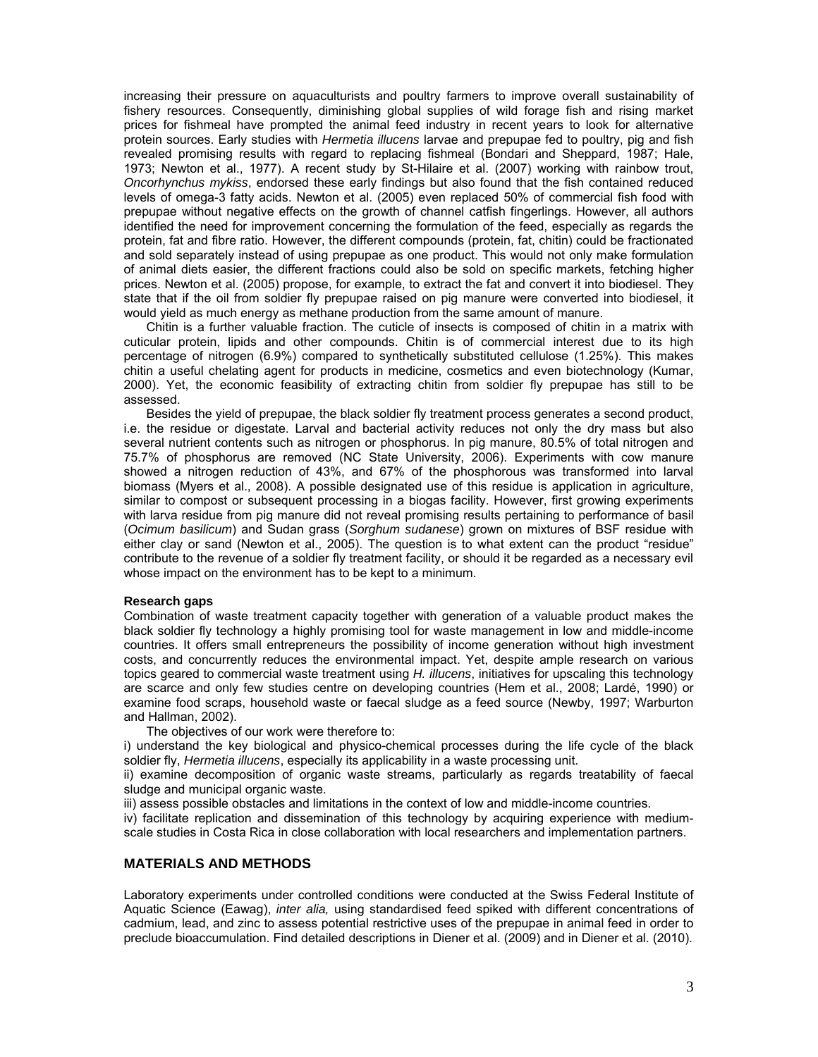increasing their pressure on aquaculturists and poultry farmers to improve overall sustainability of fishery resources. Consequently, diminishing global supplies of wild forage fish and rising market prices for fishmeal have prompted the animal feed industry in recent years to look for alternative protein sources. Early studies with *Hermetia illucens* larvae and prepupae fed to poultry, pig and fish revealed promising results with regard to replacing fishmeal (Bondari and Sheppard, 1987; Hale, 1973; Newton et al., 1977). A recent study by St-Hilaire et al. (2007) working with rainbow trout, *Oncorhynchus mykiss*, endorsed these early findings but also found that the fish contained reduced levels of omega-3 fatty acids. Newton et al. (2005) even replaced 50% of commercial fish food with prepupae without negative effects on the growth of channel catfish fingerlings. However, all authors identified the need for improvement concerning the formulation of the feed, especially as regards the protein, fat and fibre ratio. However, the different compounds (protein, fat, chitin) could be fractionated and sold separately instead of using prepupae as one product. This would not only make formulation of animal diets easier, the different fractions could also be sold on specific markets, fetching higher prices. Newton et al. (2005) propose, for example, to extract the fat and convert it into biodiesel. They state that if the oil from soldier fly prepupae raised on pig manure were converted into biodiesel, it would yield as much energy as methane production from the same amount of manure.

Chitin is a further valuable fraction. The cuticle of insects is composed of chitin in a matrix with cuticular protein, lipids and other compounds. Chitin is of commercial interest due to its high percentage of nitrogen (6.9%) compared to synthetically substituted cellulose (1.25%). This makes chitin a useful chelating agent for products in medicine, cosmetics and even biotechnology (Kumar, 2000). Yet, the economic feasibility of extracting chitin from soldier fly prepupae has still to be assessed.

Besides the yield of prepupae, the black soldier fly treatment process generates a second product, i.e. the residue or digestate. Larval and bacterial activity reduces not only the dry mass but also several nutrient contents such as nitrogen or phosphorus. In pig manure, 80.5% of total nitrogen and 75.7% of phosphorus are removed (NC State University, 2006). Experiments with cow manure showed a nitrogen reduction of 43%, and 67% of the phosphorous was transformed into larval biomass (Myers et al., 2008). A possible designated use of this residue is application in agriculture, similar to compost or subsequent processing in a biogas facility. However, first growing experiments with larva residue from pig manure did not reveal promising results pertaining to performance of basil (*Ocimum basilicum*) and Sudan grass (*Sorghum sudanese*) grown on mixtures of BSF residue with either clay or sand (Newton et al., 2005). The question is to what extent can the product "residue" contribute to the revenue of a soldier fly treatment facility, or should it be regarded as a necessary evil whose impact on the environment has to be kept to a minimum.

**Research gaps**

Combination of waste treatment capacity together with generation of a valuable product makes the black soldier fly technology a highly promising tool for waste management in low and middle-income countries. It offers small entrepreneurs the possibility of income generation without high investment costs, and concurrently reduces the environmental impact. Yet, despite ample research on various topics geared to commercial waste treatment using *H. illucens*, initiatives for upscaling this technology are scarce and only few studies centre on developing countries (Hem et al., 2008; Lardé, 1990) or examine food scraps, household waste or faecal sludge as a feed source (Newby, 1997; Warburton and Hallman, 2002).

The objectives of our work were therefore to:

i) understand the key biological and physico-chemical processes during the life cycle of the black soldier fly, *Hermetia illucens*, especially its applicability in a waste processing unit.

ii) examine decomposition of organic waste streams, particularly as regards treatability of faecal sludge and municipal organic waste.

iii) assess possible obstacles and limitations in the context of low and middle-income countries.

iv) facilitate replication and dissemination of this technology by acquiring experience with medium-scale studies in Costa Rica in close collaboration with local researchers and implementation partners.

## MATERIALS AND METHODS

Laboratory experiments under controlled conditions were conducted at the Swiss Federal Institute of Aquatic Science (Eawag), *inter alia,* using standardised feed spiked with different concentrations of cadmium, lead, and zinc to assess potential restrictive uses of the prepupae in animal feed in order to preclude bioaccumulation. Find detailed descriptions in Diener et al. (2009) and in Diener et al. (2010).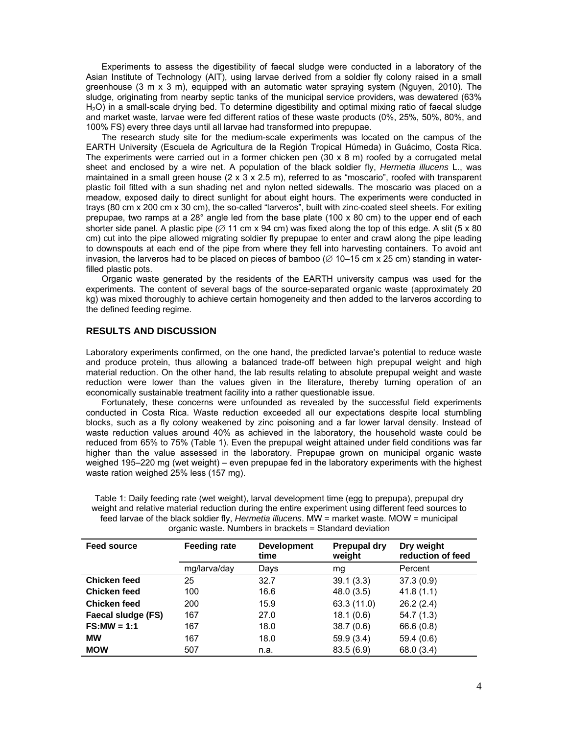Experiments to assess the digestibility of faecal sludge were conducted in a laboratory of the Asian Institute of Technology (AIT), using larvae derived from a soldier fly colony raised in a small greenhouse (3 m x 3 m), equipped with an automatic water spraying system (Nguyen, 2010). The sludge, originating from nearby septic tanks of the municipal service providers, was dewatered (63% $H_2O$) in a small-scale drying bed. To determine digestibility and optimal mixing ratio of faecal sludge and market waste, larvae were fed different ratios of these waste products (0%, 25%, 50%, 80%, and 100% FS) every three days until all larvae had transformed into prepupae.

The research study site for the medium-scale experiments was located on the campus of the EARTH University (Escuela de Agricultura de la Región Tropical Húmeda) in Guácimo, Costa Rica. The experiments were carried out in a former chicken pen (30 x 8 m) roofed by a corrugated metal sheet and enclosed by a wire net. A population of the black soldier fly, *Hermetia illucens* L., was maintained in a small green house (2 x 3 x 2.5 m), referred to as "moscario", roofed with transparent plastic foil fitted with a sun shading net and nylon netted sidewalls. The moscario was placed on a meadow, exposed daily to direct sunlight for about eight hours. The experiments were conducted in trays (80 cm x 200 cm x 30 cm), the so-called "larveros", built with zinc-coated steel sheets. For exiting prepupae, two ramps at a 28° angle led from the base plate (100 x 80 cm) to the upper end of each shorter side panel. A plastic pipe (∅ 11 cm x 94 cm) was fixed along the top of this edge. A slit (5 x 80 cm) cut into the pipe allowed migrating soldier fly prepupae to enter and crawl along the pipe leading to downspouts at each end of the pipe from where they fell into harvesting containers. To avoid ant invasion, the larveros had to be placed on pieces of bamboo (∅ 10–15 cm x 25 cm) standing in water-filled plastic pots.

Organic waste generated by the residents of the EARTH university campus was used for the experiments. The content of several bags of the source-separated organic waste (approximately 20 kg) was mixed thoroughly to achieve certain homogeneity and then added to the larveros according to the defined feeding regime.

## RESULTS AND DISCUSSION

Laboratory experiments confirmed, on the one hand, the predicted larvae's potential to reduce waste and produce protein, thus allowing a balanced trade-off between high prepupal weight and high material reduction. On the other hand, the lab results relating to absolute prepupal weight and waste reduction were lower than the values given in the literature, thereby turning operation of an economically sustainable treatment facility into a rather questionable issue.

Fortunately, these concerns were unfounded as revealed by the successful field experiments conducted in Costa Rica. Waste reduction exceeded all our expectations despite local stumbling blocks, such as a fly colony weakened by zinc poisoning and a far lower larval density. Instead of waste reduction values around 40% as achieved in the laboratory, the household waste could be reduced from 65% to 75% (Table 1). Even the prepupal weight attained under field conditions was far higher than the value assessed in the laboratory. Prepupae grown on municipal organic waste weighed 195–220 mg (wet weight) – even prepupae fed in the laboratory experiments with the highest waste ration weighed 25% less (157 mg).

Table 1: Daily feeding rate (wet weight), larval development time (egg to prepupa), prepupal dry weight and relative material reduction during the entire experiment using different feed sources to feed larvae of the black soldier fly, *Hermetia illucens*. MW = market waste. MOW = municipal organic waste. Numbers in brackets = Standard deviation

| **Feed source** | **Feeding rate** | **Development time** | **Prepupal dry weight** | **Dry weight reduction of feed** |
|---|---|---|---|---|
| | mg/larva/day | Days | mg | Percent |
| **Chicken feed** | 25 | 32.7 | 39.1 (3.3) | 37.3 (0.9) |
| **Chicken feed** | 100 | 16.6 | 48.0 (3.5) | 41.8 (1.1) |
| **Chicken feed** | 200 | 15.9 | 63.3 (11.0) | 26.2 (2.4) |
| **Faecal sludge (FS)** | 167 | 27.0 | 18.1 (0.6) | 54.7 (1.3) |
| **FS:MW = 1:1** | 167 | 18.0 | 38.7 (0.6) | 66.6 (0.8) |
| **MW** | 167 | 18.0 | 59.9 (3.4) | 59.4 (0.6) |
| **MOW** | 507 | n.a. | 83.5 (6.9) | 68.0 (3.4) |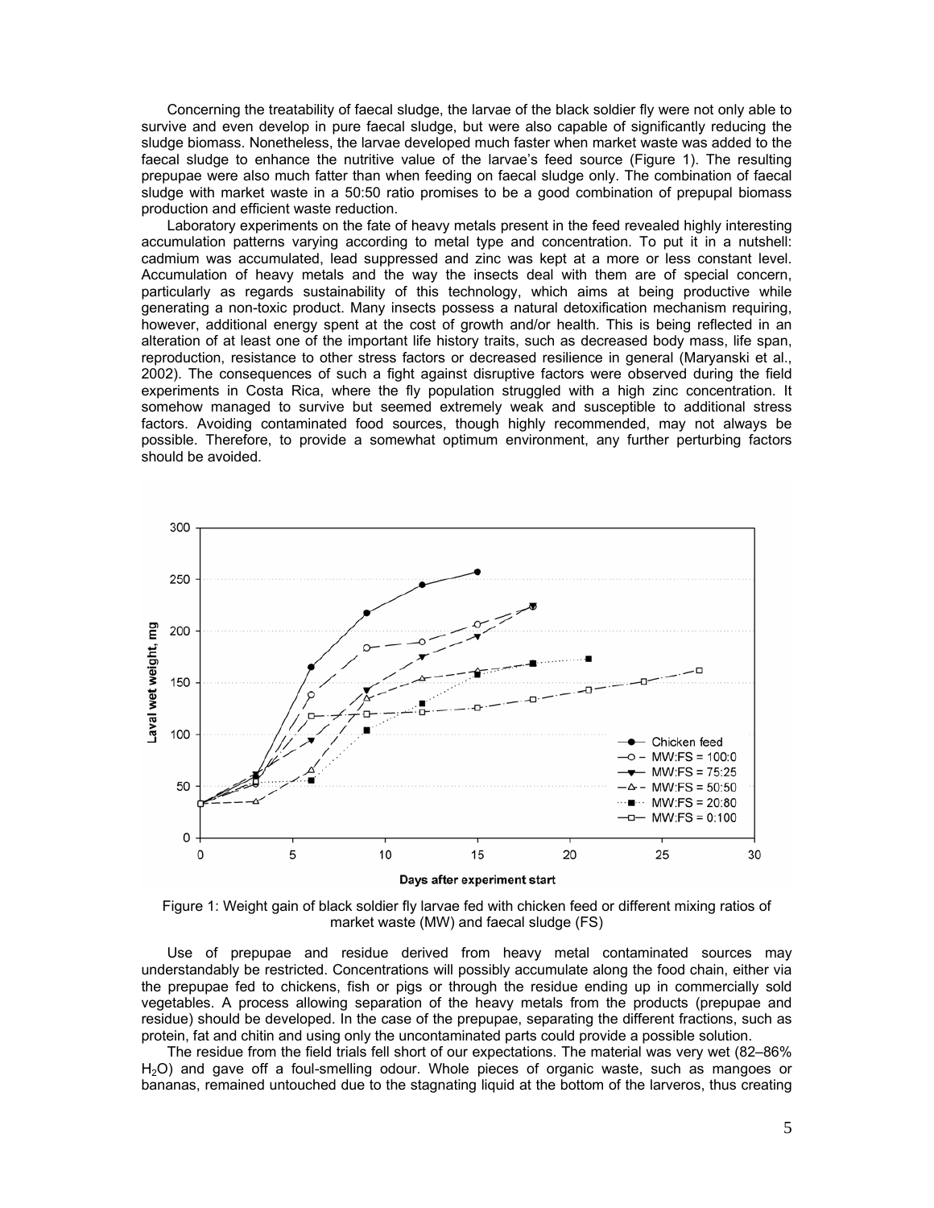Concerning the treatability of faecal sludge, the larvae of the black soldier fly were not only able to survive and even develop in pure faecal sludge, but were also capable of significantly reducing the sludge biomass. Nonetheless, the larvae developed much faster when market waste was added to the faecal sludge to enhance the nutritive value of the larvae's feed source (Figure 1). The resulting prepupae were also much fatter than when feeding on faecal sludge only. The combination of faecal sludge with market waste in a 50:50 ratio promises to be a good combination of prepupal biomass production and efficient waste reduction.

Laboratory experiments on the fate of heavy metals present in the feed revealed highly interesting accumulation patterns varying according to metal type and concentration. To put it in a nutshell: cadmium was accumulated, lead suppressed and zinc was kept at a more or less constant level. Accumulation of heavy metals and the way the insects deal with them are of special concern, particularly as regards sustainability of this technology, which aims at being productive while generating a non-toxic product. Many insects possess a natural detoxification mechanism requiring, however, additional energy spent at the cost of growth and/or health. This is being reflected in an alteration of at least one of the important life history traits, such as decreased body mass, life span, reproduction, resistance to other stress factors or decreased resilience in general (Maryanski et al., 2002). The consequences of such a fight against disruptive factors were observed during the field experiments in Costa Rica, where the fly population struggled with a high zinc concentration. It somehow managed to survive but seemed extremely weak and susceptible to additional stress factors. Avoiding contaminated food sources, though highly recommended, may not always be possible. Therefore, to provide a somewhat optimum environment, any further perturbing factors should be avoided.

Figure 1: Weight gain of black soldier fly larvae fed with chicken feed or different mixing ratios of market waste (MW) and faecal sludge (FS)

Use of prepupae and residue derived from heavy metal contaminated sources may understandably be restricted. Concentrations will possibly accumulate along the food chain, either via the prepupae fed to chickens, fish or pigs or through the residue ending up in commercially sold vegetables. A process allowing separation of the heavy metals from the products (prepupae and residue) should be developed. In the case of the prepupae, separating the different fractions, such as protein, fat and chitin and using only the uncontaminated parts could provide a possible solution.

The residue from the field trials fell short of our expectations. The material was very wet (82–86% $H_2O$) and gave off a foul-smelling odour. Whole pieces of organic waste, such as mangoes or bananas, remained untouched due to the stagnating liquid at the bottom of the larveros, thus creating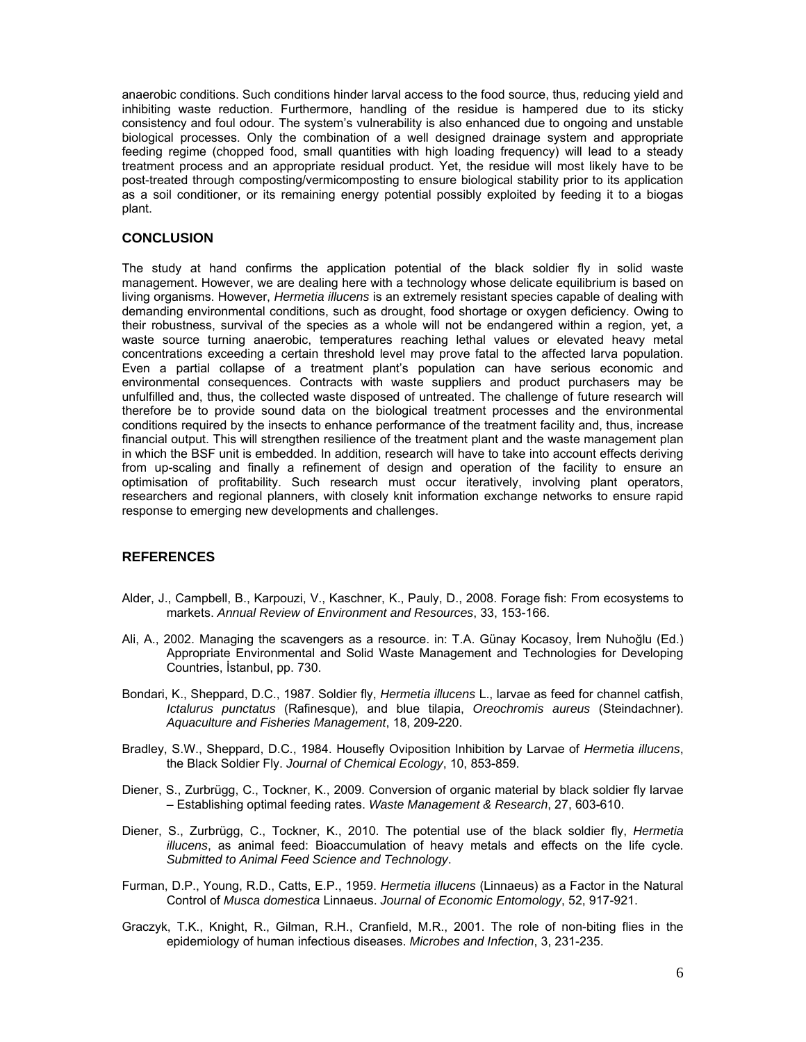anaerobic conditions. Such conditions hinder larval access to the food source, thus, reducing yield and inhibiting waste reduction. Furthermore, handling of the residue is hampered due to its sticky consistency and foul odour. The system's vulnerability is also enhanced due to ongoing and unstable biological processes. Only the combination of a well designed drainage system and appropriate feeding regime (chopped food, small quantities with high loading frequency) will lead to a steady treatment process and an appropriate residual product. Yet, the residue will most likely have to be post-treated through composting/vermicomposting to ensure biological stability prior to its application as a soil conditioner, or its remaining energy potential possibly exploited by feeding it to a biogas plant.

## CONCLUSION

The study at hand confirms the application potential of the black soldier fly in solid waste management. However, we are dealing here with a technology whose delicate equilibrium is based on living organisms. However, *Hermetia illucens* is an extremely resistant species capable of dealing with demanding environmental conditions, such as drought, food shortage or oxygen deficiency. Owing to their robustness, survival of the species as a whole will not be endangered within a region, yet, a waste source turning anaerobic, temperatures reaching lethal values or elevated heavy metal concentrations exceeding a certain threshold level may prove fatal to the affected larva population. Even a partial collapse of a treatment plant's population can have serious economic and environmental consequences. Contracts with waste suppliers and product purchasers may be unfulfilled and, thus, the collected waste disposed of untreated. The challenge of future research will therefore be to provide sound data on the biological treatment processes and the environmental conditions required by the insects to enhance performance of the treatment facility and, thus, increase financial output. This will strengthen resilience of the treatment plant and the waste management plan in which the BSF unit is embedded. In addition, research will have to take into account effects deriving from up-scaling and finally a refinement of design and operation of the facility to ensure an optimisation of profitability. Such research must occur iteratively, involving plant operators, researchers and regional planners, with closely knit information exchange networks to ensure rapid response to emerging new developments and challenges.

## REFERENCES

Alder, J., Campbell, B., Karpouzi, V., Kaschner, K., Pauly, D., 2008. Forage fish: From ecosystems to markets. *Annual Review of Environment and Resources*, 33, 153-166.

Ali, A., 2002. Managing the scavengers as a resource. in: T.A. Günay Kocasoy, İrem Nuhoğlu (Ed.) Appropriate Environmental and Solid Waste Management and Technologies for Developing Countries, İstanbul, pp. 730.

Bondari, K., Sheppard, D.C., 1987. Soldier fly, *Hermetia illucens* L., larvae as feed for channel catfish, *Ictalurus punctatus* (Rafinesque), and blue tilapia, *Oreochromis aureus* (Steindachner). *Aquaculture and Fisheries Management*, 18, 209-220.

Bradley, S.W., Sheppard, D.C., 1984. Housefly Oviposition Inhibition by Larvae of *Hermetia illucens*, the Black Soldier Fly. *Journal of Chemical Ecology*, 10, 853-859.

Diener, S., Zurbrügg, C., Tockner, K., 2009. Conversion of organic material by black soldier fly larvae – Establishing optimal feeding rates. *Waste Management & Research*, 27, 603-610.

Diener, S., Zurbrügg, C., Tockner, K., 2010. The potential use of the black soldier fly, *Hermetia illucens*, as animal feed: Bioaccumulation of heavy metals and effects on the life cycle. *Submitted to Animal Feed Science and Technology*.

Furman, D.P., Young, R.D., Catts, E.P., 1959. *Hermetia illucens* (Linnaeus) as a Factor in the Natural Control of *Musca domestica* Linnaeus. *Journal of Economic Entomology*, 52, 917-921.

Graczyk, T.K., Knight, R., Gilman, R.H., Cranfield, M.R., 2001. The role of non-biting flies in the epidemiology of human infectious diseases. *Microbes and Infection*, 3, 231-235.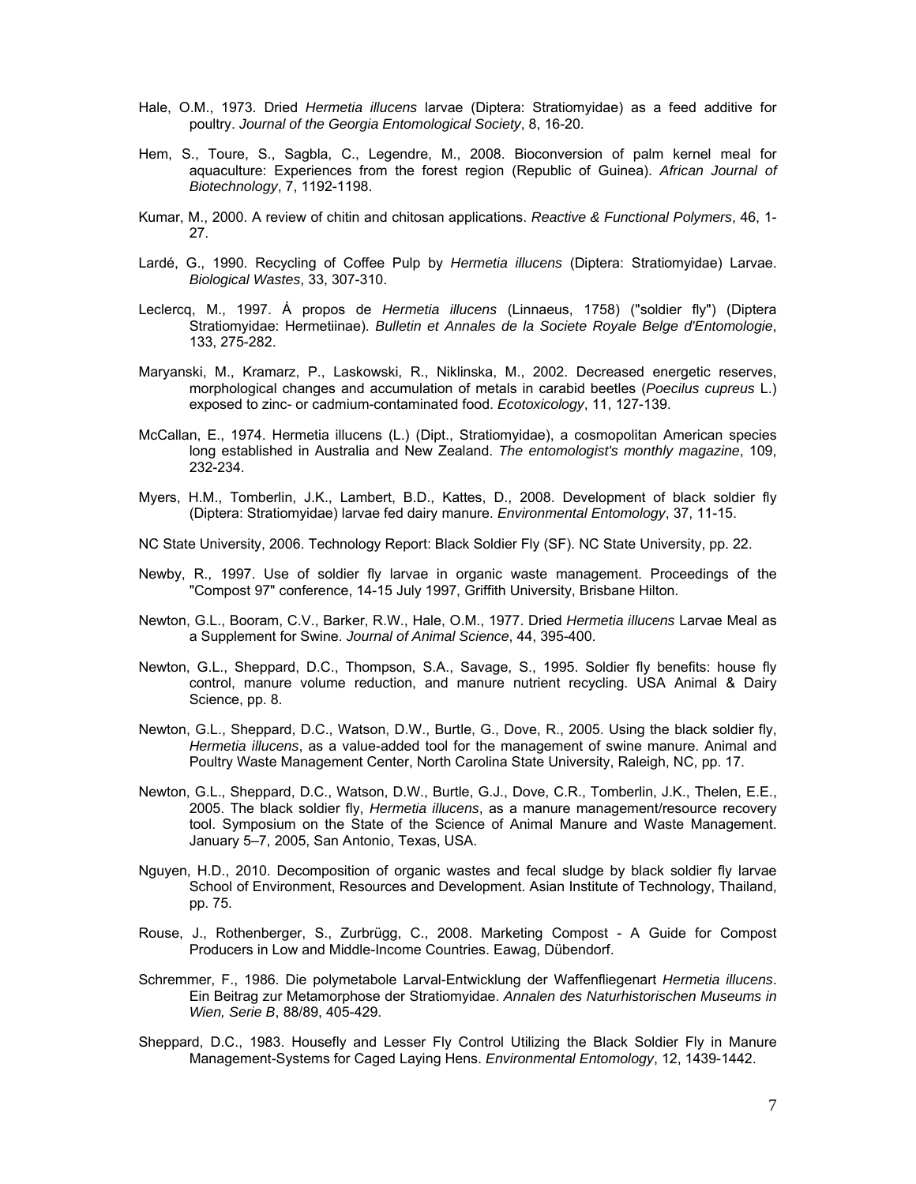Hale, O.M., 1973. Dried *Hermetia illucens* larvae (Diptera: Stratiomyidae) as a feed additive for poultry. *Journal of the Georgia Entomological Society*, 8, 16-20.

Hem, S., Toure, S., Sagbla, C., Legendre, M., 2008. Bioconversion of palm kernel meal for aquaculture: Experiences from the forest region (Republic of Guinea). *African Journal of Biotechnology*, 7, 1192-1198.

Kumar, M., 2000. A review of chitin and chitosan applications. *Reactive & Functional Polymers*, 46, 1-27.

Lardé, G., 1990. Recycling of Coffee Pulp by *Hermetia illucens* (Diptera: Stratiomyidae) Larvae. *Biological Wastes*, 33, 307-310.

Leclercq, M., 1997. Á propos de *Hermetia illucens* (Linnaeus, 1758) ("soldier fly") (Diptera Stratiomyidae: Hermetiinae). *Bulletin et Annales de la Societe Royale Belge d'Entomologie*, 133, 275-282.

Maryanski, M., Kramarz, P., Laskowski, R., Niklinska, M., 2002. Decreased energetic reserves, morphological changes and accumulation of metals in carabid beetles (*Poecilus cupreus* L.) exposed to zinc- or cadmium-contaminated food. *Ecotoxicology*, 11, 127-139.

McCallan, E., 1974. Hermetia illucens (L.) (Dipt., Stratiomyidae), a cosmopolitan American species long established in Australia and New Zealand. *The entomologist's monthly magazine*, 109, 232-234.

Myers, H.M., Tomberlin, J.K., Lambert, B.D., Kattes, D., 2008. Development of black soldier fly (Diptera: Stratiomyidae) larvae fed dairy manure. *Environmental Entomology*, 37, 11-15.

NC State University, 2006. Technology Report: Black Soldier Fly (SF). NC State University, pp. 22.

Newby, R., 1997. Use of soldier fly larvae in organic waste management. Proceedings of the "Compost 97" conference, 14-15 July 1997, Griffith University, Brisbane Hilton.

Newton, G.L., Booram, C.V., Barker, R.W., Hale, O.M., 1977. Dried *Hermetia illucens* Larvae Meal as a Supplement for Swine. *Journal of Animal Science*, 44, 395-400.

Newton, G.L., Sheppard, D.C., Thompson, S.A., Savage, S., 1995. Soldier fly benefits: house fly control, manure volume reduction, and manure nutrient recycling. USA Animal & Dairy Science, pp. 8.

Newton, G.L., Sheppard, D.C., Watson, D.W., Burtle, G., Dove, R., 2005. Using the black soldier fly, *Hermetia illucens*, as a value-added tool for the management of swine manure. Animal and Poultry Waste Management Center, North Carolina State University, Raleigh, NC, pp. 17.

Newton, G.L., Sheppard, D.C., Watson, D.W., Burtle, G.J., Dove, C.R., Tomberlin, J.K., Thelen, E.E., 2005. The black soldier fly, *Hermetia illucens*, as a manure management/resource recovery tool. Symposium on the State of the Science of Animal Manure and Waste Management. January 5–7, 2005, San Antonio, Texas, USA.

Nguyen, H.D., 2010. Decomposition of organic wastes and fecal sludge by black soldier fly larvae School of Environment, Resources and Development. Asian Institute of Technology, Thailand, pp. 75.

Rouse, J., Rothenberger, S., Zurbrügg, C., 2008. Marketing Compost - A Guide for Compost Producers in Low and Middle-Income Countries. Eawag, Dübendorf.

Schremmer, F., 1986. Die polymetabole Larval-Entwicklung der Waffenfliegenart *Hermetia illucens*. Ein Beitrag zur Metamorphose der Stratiomyidae. *Annalen des Naturhistorischen Museums in Wien, Serie B*, 88/89, 405-429.

Sheppard, D.C., 1983. Housefly and Lesser Fly Control Utilizing the Black Soldier Fly in Manure Management-Systems for Caged Laying Hens. *Environmental Entomology*, 12, 1439-1442.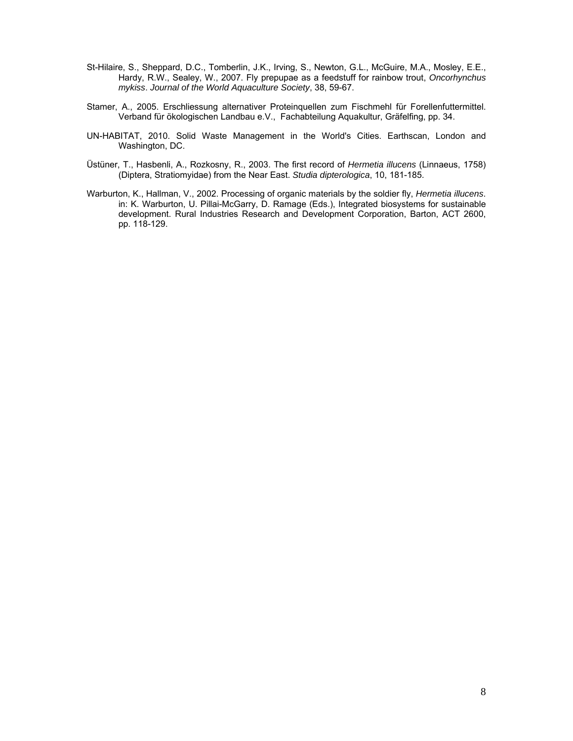St-Hilaire, S., Sheppard, D.C., Tomberlin, J.K., Irving, S., Newton, G.L., McGuire, M.A., Mosley, E.E., Hardy, R.W., Sealey, W., 2007. Fly prepupae as a feedstuff for rainbow trout, *Oncorhynchus mykiss*. *Journal of the World Aquaculture Society*, 38, 59-67.

Stamer, A., 2005. Erschliessung alternativer Proteinquellen zum Fischmehl für Forellenfuttermittel. Verband für ökologischen Landbau e.V., Fachabteilung Aquakultur, Gräfelfing, pp. 34.

UN-HABITAT, 2010. Solid Waste Management in the World's Cities. Earthscan, London and Washington, DC.

Üstüner, T., Hasbenli, A., Rozkosny, R., 2003. The first record of *Hermetia illucens* (Linnaeus, 1758) (Diptera, Stratiomyidae) from the Near East. *Studia dipterologica*, 10, 181-185.

Warburton, K., Hallman, V., 2002. Processing of organic materials by the soldier fly, *Hermetia illucens*. in: K. Warburton, U. Pillai-McGarry, D. Ramage (Eds.), Integrated biosystems for sustainable development. Rural Industries Research and Development Corporation, Barton, ACT 2600, pp. 118-129.